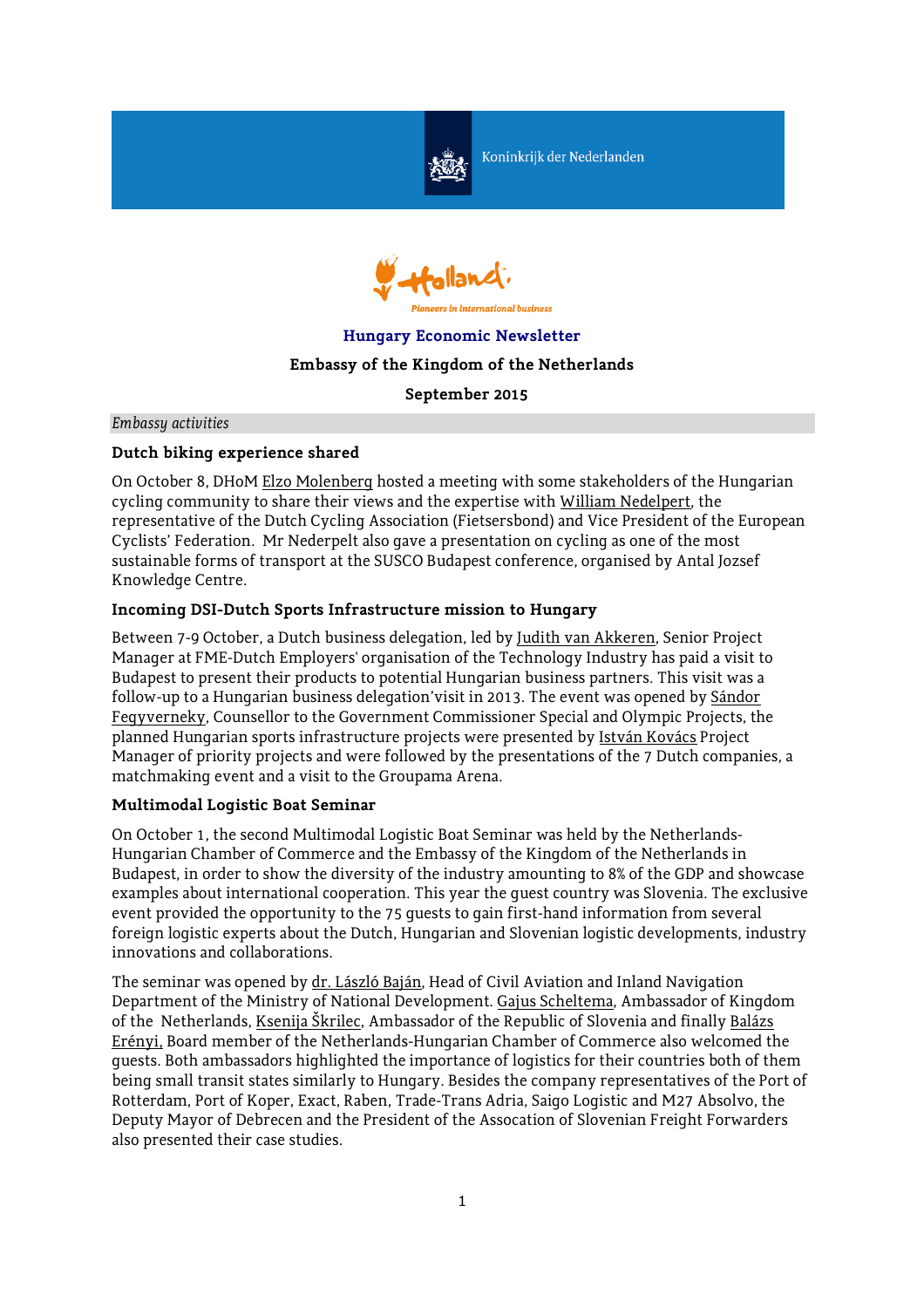Koninkrijk der Nederlanden

Holland. Pioneers in international business

# Hungary Economic Newsletter

**Embassy of the Kingdom of the Netherlands**

**September 2015**

*Embassy activities*

### Dutch biking experience shared

On October 8, DHoM Elzo Molenberg hosted a meeting with some stakeholders of the Hungarian cycling community to share their views and the expertise with William Nedelpert, the representative of the Dutch Cycling Association (Fietsersbond) and Vice President of the European Cyclists' Federation. Mr Nederpelt also gave a presentation on cycling as one of the most sustainable forms of transport at the SUSCO Budapest conference, organised by Antal Jozsef Knowledge Centre.

### Incoming DSI-Dutch Sports Infrastructure mission to Hungary

Between 7-9 October, a Dutch business delegation, led by Judith van Akkeren, Senior Project Manager at FME-Dutch Employers' organisation of the Technology Industry has paid a visit to Budapest to present their products to potential Hungarian business partners. This visit was a follow-up to a Hungarian business delegation'visit in 2013. The event was opened by Sándor Fegyverneky, Counsellor to the Government Commissioner Special and Olympic Projects, the planned Hungarian sports infrastructure projects were presented by István Kovács Project Manager of priority projects and were followed by the presentations of the 7 Dutch companies, a matchmaking event and a visit to the Groupama Arena.

### Multimodal Logistic Boat Seminar

On October 1, the second Multimodal Logistic Boat Seminar was held by the Netherlands-Hungarian Chamber of Commerce and the Embassy of the Kingdom of the Netherlands in Budapest, in order to show the diversity of the industry amounting to 8% of the GDP and showcase examples about international cooperation. This year the guest country was Slovenia. The exclusive event provided the opportunity to the 75 guests to gain first-hand information from several foreign logistic experts about the Dutch, Hungarian and Slovenian logistic developments, industry innovations and collaborations.

The seminar was opened by dr. László Baján, Head of Civil Aviation and Inland Navigation Department of the Ministry of National Development. Gajus Scheltema, Ambassador of Kingdom of the Netherlands, Ksenija Škrilec, Ambassador of the Republic of Slovenia and finally Balázs Erényi, Board member of the Netherlands-Hungarian Chamber of Commerce also welcomed the guests. Both ambassadors highlighted the importance of logistics for their countries both of them being small transit states similarly to Hungary. Besides the company representatives of the Port of Rotterdam, Port of Koper, Exact, Raben, Trade-Trans Adria, Saigo Logistic and M27 Absolvo, the Deputy Mayor of Debrecen and the President of the Assocation of Slovenian Freight Forwarders also presented their case studies.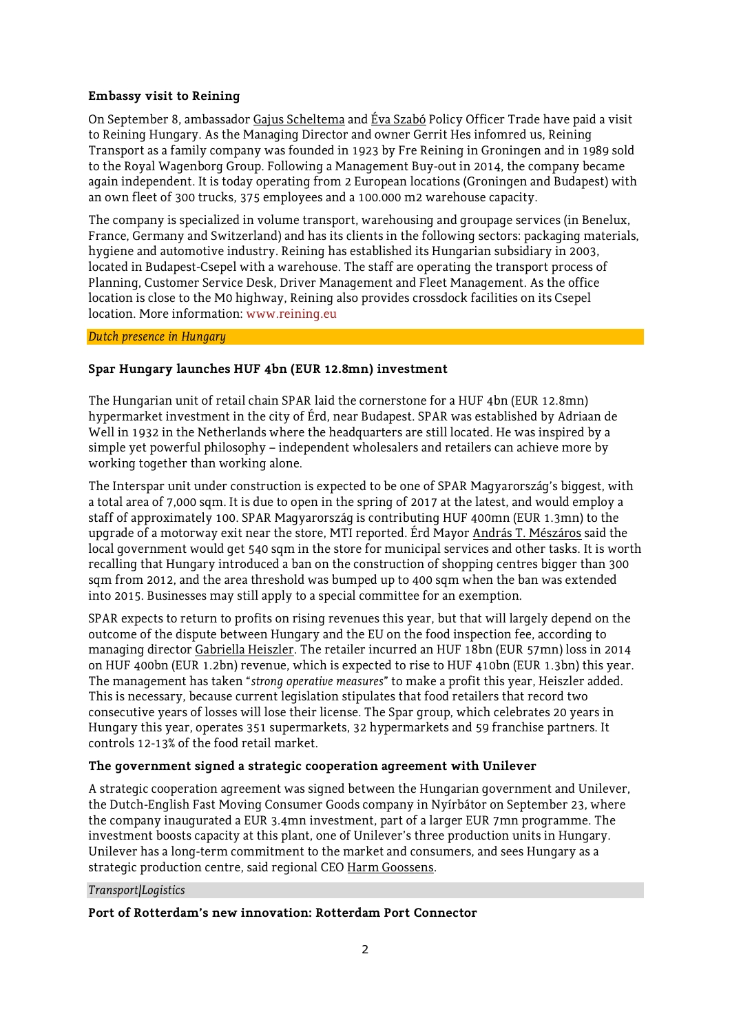**Embassy visit to Reining**

On September 8, ambassador Gajus Scheltema and Éva Szabó Policy Officer Trade have paid a visit to Reining Hungary. As the Managing Director and owner Gerrit Hes infomred us, Reining Transport as a family company was founded in 1923 by Fre Reining in Groningen and in 1989 sold to the Royal Wagenborg Group. Following a Management Buy-out in 2014, the company became again independent. It is today operating from 2 European locations (Groningen and Budapest) with an own fleet of 300 trucks, 375 employees and a 100.000 m2 warehouse capacity.

The company is specialized in volume transport, warehousing and groupage services (in Benelux, France, Germany and Switzerland) and has its clients in the following sectors: packaging materials, hygiene and automotive industry. Reining has established its Hungarian subsidiary in 2003, located in Budapest-Csepel with a warehouse. The staff are operating the transport process of Planning, Customer Service Desk, Driver Management and Fleet Management. As the office location is close to the M0 highway, Reining also provides crossdock facilities on its Csepel location. More information: www.reining.eu

*Dutch presence in Hungary*

**Spar Hungary launches HUF 4bn (EUR 12.8mn) investment**

The Hungarian unit of retail chain SPAR laid the cornerstone for a HUF 4bn (EUR 12.8mn) hypermarket investment in the city of Érd, near Budapest. SPAR was established by Adriaan de Well in 1932 in the Netherlands where the headquarters are still located. He was inspired by a simple yet powerful philosophy – independent wholesalers and retailers can achieve more by working together than working alone.

The Interspar unit under construction is expected to be one of SPAR Magyarország's biggest, with a total area of 7,000 sqm. It is due to open in the spring of 2017 at the latest, and would employ a staff of approximately 100. SPAR Magyarország is contributing HUF 400mn (EUR 1.3mn) to the upgrade of a motorway exit near the store, MTI reported. Érd Mayor András T. Mészáros said the local government would get 540 sqm in the store for municipal services and other tasks. It is worth recalling that Hungary introduced a ban on the construction of shopping centres bigger than 300 sqm from 2012, and the area threshold was bumped up to 400 sqm when the ban was extended into 2015. Businesses may still apply to a special committee for an exemption.

SPAR expects to return to profits on rising revenues this year, but that will largely depend on the outcome of the dispute between Hungary and the EU on the food inspection fee, according to managing director Gabriella Heiszler. The retailer incurred an HUF 18bn (EUR 57mn) loss in 2014 on HUF 400bn (EUR 1.2bn) revenue, which is expected to rise to HUF 410bn (EUR 1.3bn) this year. The management has taken "*strong operative measures*" to make a profit this year, Heiszler added. This is necessary, because current legislation stipulates that food retailers that record two consecutive years of losses will lose their license. The Spar group, which celebrates 20 years in Hungary this year, operates 351 supermarkets, 32 hypermarkets and 59 franchise partners. It controls 12-13% of the food retail market.

**The government signed a strategic cooperation agreement with Unilever**

A strategic cooperation agreement was signed between the Hungarian government and Unilever, the Dutch-English Fast Moving Consumer Goods company in Nyírbátor on September 23, where the company inaugurated a EUR 3.4mn investment, part of a larger EUR 7mn programme. The investment boosts capacity at this plant, one of Unilever's three production units in Hungary. Unilever has a long-term commitment to the market and consumers, and sees Hungary as a strategic production centre, said regional CEO Harm Goossens.

*Transport|Logistics*

**Port of Rotterdam's new innovation: Rotterdam Port Connector**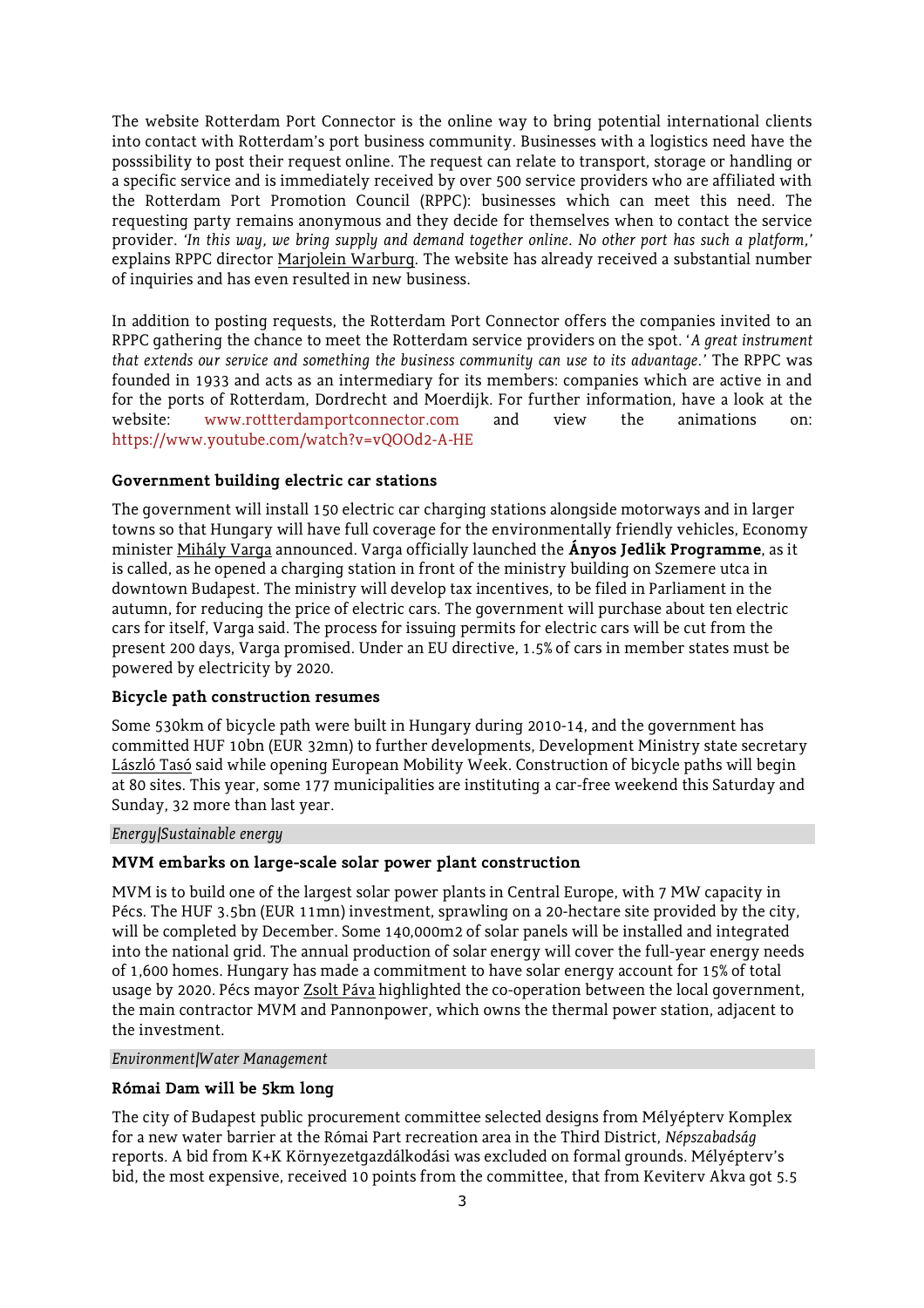The website Rotterdam Port Connector is the online way to bring potential international clients into contact with Rotterdam's port business community. Businesses with a logistics need have the posssibility to post their request online. The request can relate to transport, storage or handling or a specific service and is immediately received by over 500 service providers who are affiliated with the Rotterdam Port Promotion Council (RPPC): businesses which can meet this need. The requesting party remains anonymous and they decide for themselves when to contact the service provider. *'In this way, we bring supply and demand together online. No other port has such a platform,'* explains RPPC director Marjolein Warburg. The website has already received a substantial number of inquiries and has even resulted in new business.

In addition to posting requests, the Rotterdam Port Connector offers the companies invited to an RPPC gathering the chance to meet the Rotterdam service providers on the spot. '*A great instrument that extends our service and something the business community can use to its advantage.'* The RPPC was founded in 1933 and acts as an intermediary for its members: companies which are active in and for the ports of Rotterdam, Dordrecht and Moerdijk. For further information, have a look at the website: www.rottterdamportconnector.com and view the animations on: https://www.youtube.com/watch?v=vQOOd2-A-HE

**Government building electric car stations**

The government will install 150 electric car charging stations alongside motorways and in larger towns so that Hungary will have full coverage for the environmentally friendly vehicles, Economy minister Mihály Varga announced. Varga officially launched the **Ányos Jedlik Programme**, as it is called, as he opened a charging station in front of the ministry building on Szemere utca in downtown Budapest. The ministry will develop tax incentives, to be filed in Parliament in the autumn, for reducing the price of electric cars. The government will purchase about ten electric cars for itself, Varga said. The process for issuing permits for electric cars will be cut from the present 200 days, Varga promised. Under an EU directive, 1.5% of cars in member states must be powered by electricity by 2020.

**Bicycle path construction resumes**

Some 530km of bicycle path were built in Hungary during 2010-14, and the government has committed HUF 10bn (EUR 32mn) to further developments, Development Ministry state secretary László Tasó said while opening European Mobility Week. Construction of bicycle paths will begin at 80 sites. This year, some 177 municipalities are instituting a car-free weekend this Saturday and Sunday, 32 more than last year.

*Energy|Sustainable energy*

**MVM embarks on large-scale solar power plant construction**

MVM is to build one of the largest solar power plants in Central Europe, with 7 MW capacity in Pécs. The HUF 3.5bn (EUR 11mn) investment, sprawling on a 20-hectare site provided by the city, will be completed by December. Some 140,000m2 of solar panels will be installed and integrated into the national grid. The annual production of solar energy will cover the full-year energy needs of 1,600 homes. Hungary has made a commitment to have solar energy account for 15% of total usage by 2020. Pécs mayor Zsolt Páva highlighted the co-operation between the local government, the main contractor MVM and Pannonpower, which owns the thermal power station, adjacent to the investment.

*Environment|Water Management*

**Római Dam will be 5km long**

The city of Budapest public procurement committee selected designs from Mélyépterv Komplex for a new water barrier at the Római Part recreation area in the Third District, *Népszabadság* reports. A bid from K+K Környezetgazdálkodási was excluded on formal grounds. Mélyépterv's bid, the most expensive, received 10 points from the committee, that from Keviterv Akva got 5.5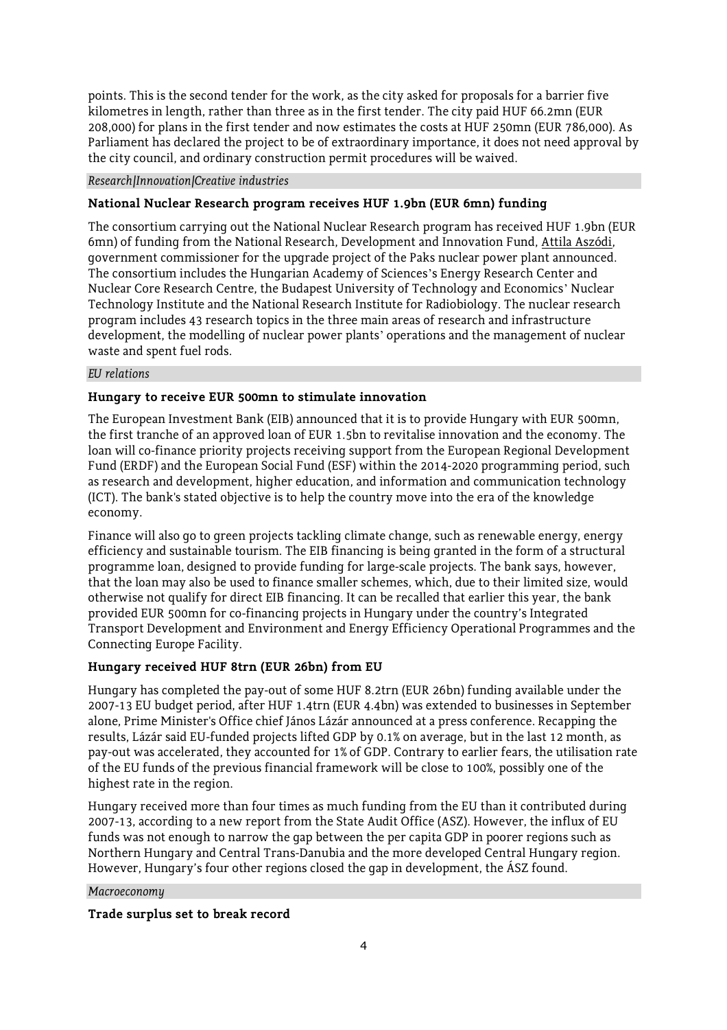points. This is the second tender for the work, as the city asked for proposals for a barrier five kilometres in length, rather than three as in the first tender. The city paid HUF 66.2mn (EUR 208,000) for plans in the first tender and now estimates the costs at HUF 250mn (EUR 786,000). As Parliament has declared the project to be of extraordinary importance, it does not need approval by the city council, and ordinary construction permit procedures will be waived.

*Research|Innovation|Creative industries*

**National Nuclear Research program receives HUF 1.9bn (EUR 6mn) funding**

The consortium carrying out the National Nuclear Research program has received HUF 1.9bn (EUR 6mn) of funding from the National Research, Development and Innovation Fund, Attila Aszódi, government commissioner for the upgrade project of the Paks nuclear power plant announced. The consortium includes the Hungarian Academy of Sciences's Energy Research Center and Nuclear Core Research Centre, the Budapest University of Technology and Economics' Nuclear Technology Institute and the National Research Institute for Radiobiology. The nuclear research program includes 43 research topics in the three main areas of research and infrastructure development, the modelling of nuclear power plants' operations and the management of nuclear waste and spent fuel rods.

*EU relations*

**Hungary to receive EUR 500mn to stimulate innovation**

The European Investment Bank (EIB) announced that it is to provide Hungary with EUR 500mn, the first tranche of an approved loan of EUR 1.5bn to revitalise innovation and the economy. The loan will co-finance priority projects receiving support from the European Regional Development Fund (ERDF) and the European Social Fund (ESF) within the 2014-2020 programming period, such as research and development, higher education, and information and communication technology (ICT). The bank's stated objective is to help the country move into the era of the knowledge economy.

Finance will also go to green projects tackling climate change, such as renewable energy, energy efficiency and sustainable tourism. The EIB financing is being granted in the form of a structural programme loan, designed to provide funding for large-scale projects. The bank says, however, that the loan may also be used to finance smaller schemes, which, due to their limited size, would otherwise not qualify for direct EIB financing. It can be recalled that earlier this year, the bank provided EUR 500mn for co-financing projects in Hungary under the country's Integrated Transport Development and Environment and Energy Efficiency Operational Programmes and the Connecting Europe Facility.

**Hungary received HUF 8trn (EUR 26bn) from EU**

Hungary has completed the pay-out of some HUF 8.2trn (EUR 26bn) funding available under the 2007-13 EU budget period, after HUF 1.4trn (EUR 4.4bn) was extended to businesses in September alone, Prime Minister's Office chief János Lázár announced at a press conference. Recapping the results, Lázár said EU-funded projects lifted GDP by 0.1% on average, but in the last 12 month, as pay-out was accelerated, they accounted for 1% of GDP. Contrary to earlier fears, the utilisation rate of the EU funds of the previous financial framework will be close to 100%, possibly one of the highest rate in the region.

Hungary received more than four times as much funding from the EU than it contributed during 2007-13, according to a new report from the State Audit Office (ASZ). However, the influx of EU funds was not enough to narrow the gap between the per capita GDP in poorer regions such as Northern Hungary and Central Trans-Danubia and the more developed Central Hungary region. However, Hungary's four other regions closed the gap in development, the ÁSZ found.

*Macroeconomy*

**Trade surplus set to break record**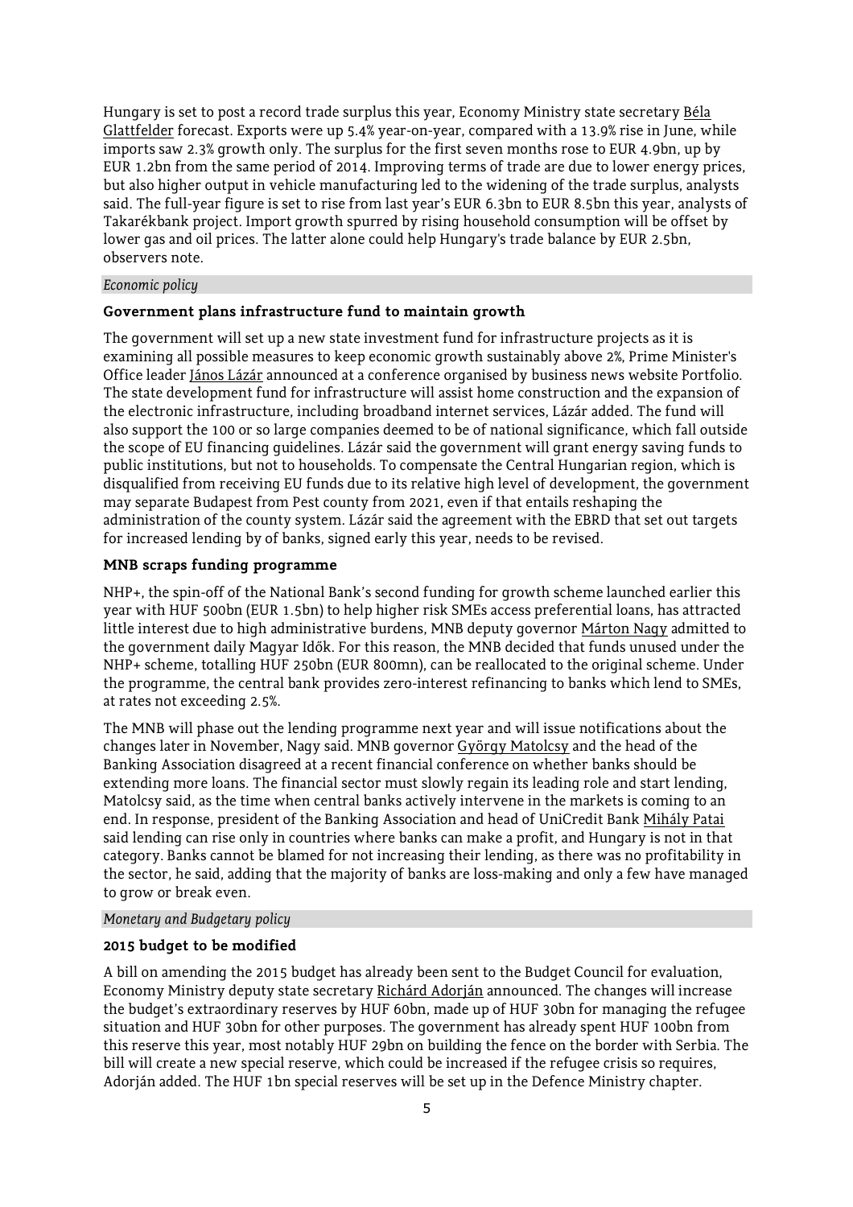Hungary is set to post a record trade surplus this year, Economy Ministry state secretary Béla Glattfelder forecast. Exports were up 5.4% year-on-year, compared with a 13.9% rise in June, while imports saw 2.3% growth only. The surplus for the first seven months rose to EUR 4.9bn, up by EUR 1.2bn from the same period of 2014. Improving terms of trade are due to lower energy prices, but also higher output in vehicle manufacturing led to the widening of the trade surplus, analysts said. The full-year figure is set to rise from last year's EUR 6.3bn to EUR 8.5bn this year, analysts of Takarékbank project. Import growth spurred by rising household consumption will be offset by lower gas and oil prices. The latter alone could help Hungary's trade balance by EUR 2.5bn, observers note.

*Economic policy*

### Government plans infrastructure fund to maintain growth

The government will set up a new state investment fund for infrastructure projects as it is examining all possible measures to keep economic growth sustainably above 2%, Prime Minister's Office leader János Lázár announced at a conference organised by business news website Portfolio. The state development fund for infrastructure will assist home construction and the expansion of the electronic infrastructure, including broadband internet services, Lázár added. The fund will also support the 100 or so large companies deemed to be of national significance, which fall outside the scope of EU financing guidelines. Lázár said the government will grant energy saving funds to public institutions, but not to households. To compensate the Central Hungarian region, which is disqualified from receiving EU funds due to its relative high level of development, the government may separate Budapest from Pest county from 2021, even if that entails reshaping the administration of the county system. Lázár said the agreement with the EBRD that set out targets for increased lending by of banks, signed early this year, needs to be revised.

### MNB scraps funding programme

NHP+, the spin-off of the National Bank's second funding for growth scheme launched earlier this year with HUF 500bn (EUR 1.5bn) to help higher risk SMEs access preferential loans, has attracted little interest due to high administrative burdens, MNB deputy governor Márton Nagy admitted to the government daily Magyar Idők. For this reason, the MNB decided that funds unused under the NHP+ scheme, totalling HUF 250bn (EUR 800mn), can be reallocated to the original scheme. Under the programme, the central bank provides zero-interest refinancing to banks which lend to SMEs, at rates not exceeding 2.5%.

The MNB will phase out the lending programme next year and will issue notifications about the changes later in November, Nagy said. MNB governor György Matolcsy and the head of the Banking Association disagreed at a recent financial conference on whether banks should be extending more loans. The financial sector must slowly regain its leading role and start lending, Matolcsy said, as the time when central banks actively intervene in the markets is coming to an end. In response, president of the Banking Association and head of UniCredit Bank Mihály Patai said lending can rise only in countries where banks can make a profit, and Hungary is not in that category. Banks cannot be blamed for not increasing their lending, as there was no profitability in the sector, he said, adding that the majority of banks are loss-making and only a few have managed to grow or break even.

*Monetary and Budgetary policy*

### 2015 budget to be modified

A bill on amending the 2015 budget has already been sent to the Budget Council for evaluation, Economy Ministry deputy state secretary Richárd Adorján announced. The changes will increase the budget's extraordinary reserves by HUF 60bn, made up of HUF 30bn for managing the refugee situation and HUF 30bn for other purposes. The government has already spent HUF 100bn from this reserve this year, most notably HUF 29bn on building the fence on the border with Serbia. The bill will create a new special reserve, which could be increased if the refugee crisis so requires, Adorján added. The HUF 1bn special reserves will be set up in the Defence Ministry chapter.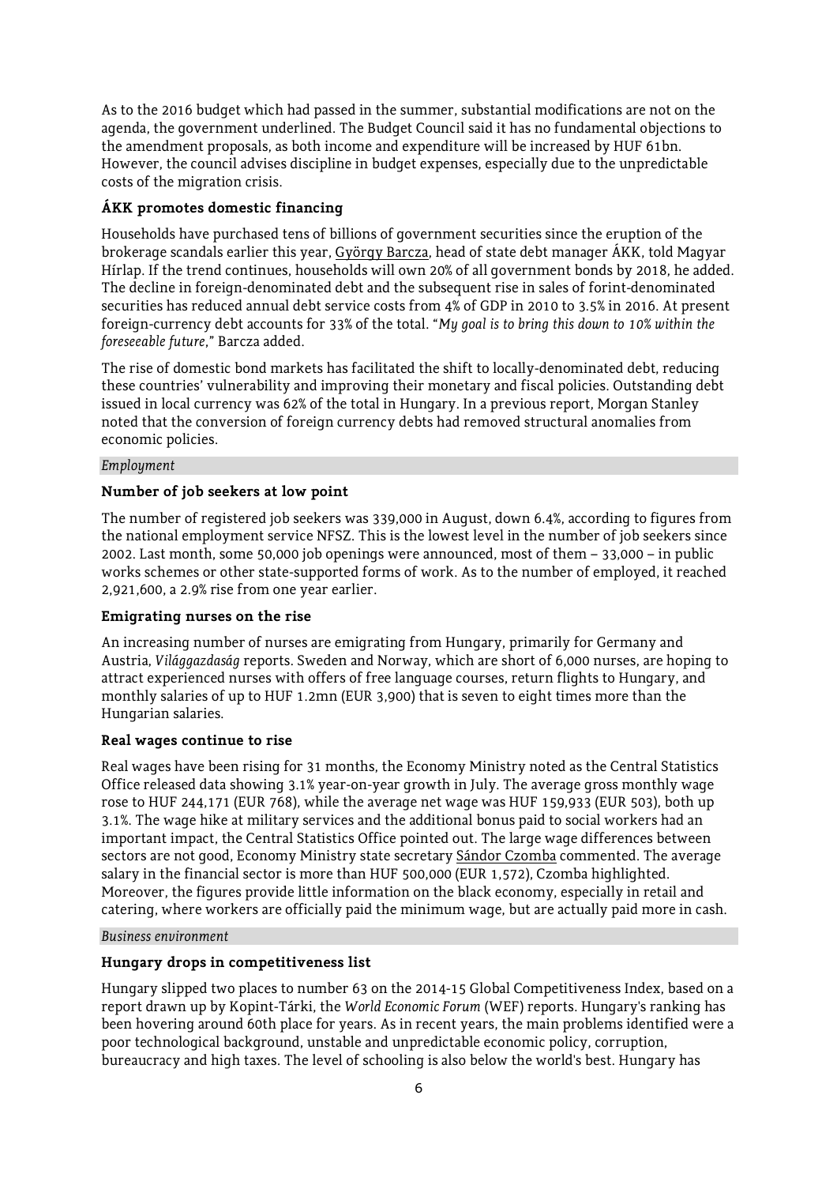As to the 2016 budget which had passed in the summer, substantial modifications are not on the agenda, the government underlined. The Budget Council said it has no fundamental objections to the amendment proposals, as both income and expenditure will be increased by HUF 61bn. However, the council advises discipline in budget expenses, especially due to the unpredictable costs of the migration crisis.

### ÁKK promotes domestic financing

Households have purchased tens of billions of government securities since the eruption of the brokerage scandals earlier this year, György Barcza, head of state debt manager ÁKK, told Magyar Hírlap. If the trend continues, households will own 20% of all government bonds by 2018, he added. The decline in foreign-denominated debt and the subsequent rise in sales of forint-denominated securities has reduced annual debt service costs from 4% of GDP in 2010 to 3.5% in 2016. At present foreign-currency debt accounts for 33% of the total. "*My goal is to bring this down to 10% within the foreseeable future*," Barcza added.

The rise of domestic bond markets has facilitated the shift to locally-denominated debt, reducing these countries' vulnerability and improving their monetary and fiscal policies. Outstanding debt issued in local currency was 62% of the total in Hungary. In a previous report, Morgan Stanley noted that the conversion of foreign currency debts had removed structural anomalies from economic policies.

*Employment*

### Number of job seekers at low point

The number of registered job seekers was 339,000 in August, down 6.4%, according to figures from the national employment service NFSZ. This is the lowest level in the number of job seekers since 2002. Last month, some 50,000 job openings were announced, most of them – 33,000 – in public works schemes or other state-supported forms of work. As to the number of employed, it reached 2,921,600, a 2.9% rise from one year earlier.

### Emigrating nurses on the rise

An increasing number of nurses are emigrating from Hungary, primarily for Germany and Austria, *Világgazdaság* reports. Sweden and Norway, which are short of 6,000 nurses, are hoping to attract experienced nurses with offers of free language courses, return flights to Hungary, and monthly salaries of up to HUF 1.2mn (EUR 3,900) that is seven to eight times more than the Hungarian salaries.

### Real wages continue to rise

Real wages have been rising for 31 months, the Economy Ministry noted as the Central Statistics Office released data showing 3.1% year-on-year growth in July. The average gross monthly wage rose to HUF 244,171 (EUR 768), while the average net wage was HUF 159,933 (EUR 503), both up 3.1%. The wage hike at military services and the additional bonus paid to social workers had an important impact, the Central Statistics Office pointed out. The large wage differences between sectors are not good, Economy Ministry state secretary Sándor Czomba commented. The average salary in the financial sector is more than HUF 500,000 (EUR 1,572), Czomba highlighted. Moreover, the figures provide little information on the black economy, especially in retail and catering, where workers are officially paid the minimum wage, but are actually paid more in cash.

*Business environment*

### Hungary drops in competitiveness list

Hungary slipped two places to number 63 on the 2014-15 Global Competitiveness Index, based on a report drawn up by Kopint-Tárki, the *World Economic Forum* (WEF) reports. Hungary's ranking has been hovering around 60th place for years. As in recent years, the main problems identified were a poor technological background, unstable and unpredictable economic policy, corruption, bureaucracy and high taxes. The level of schooling is also below the world's best. Hungary has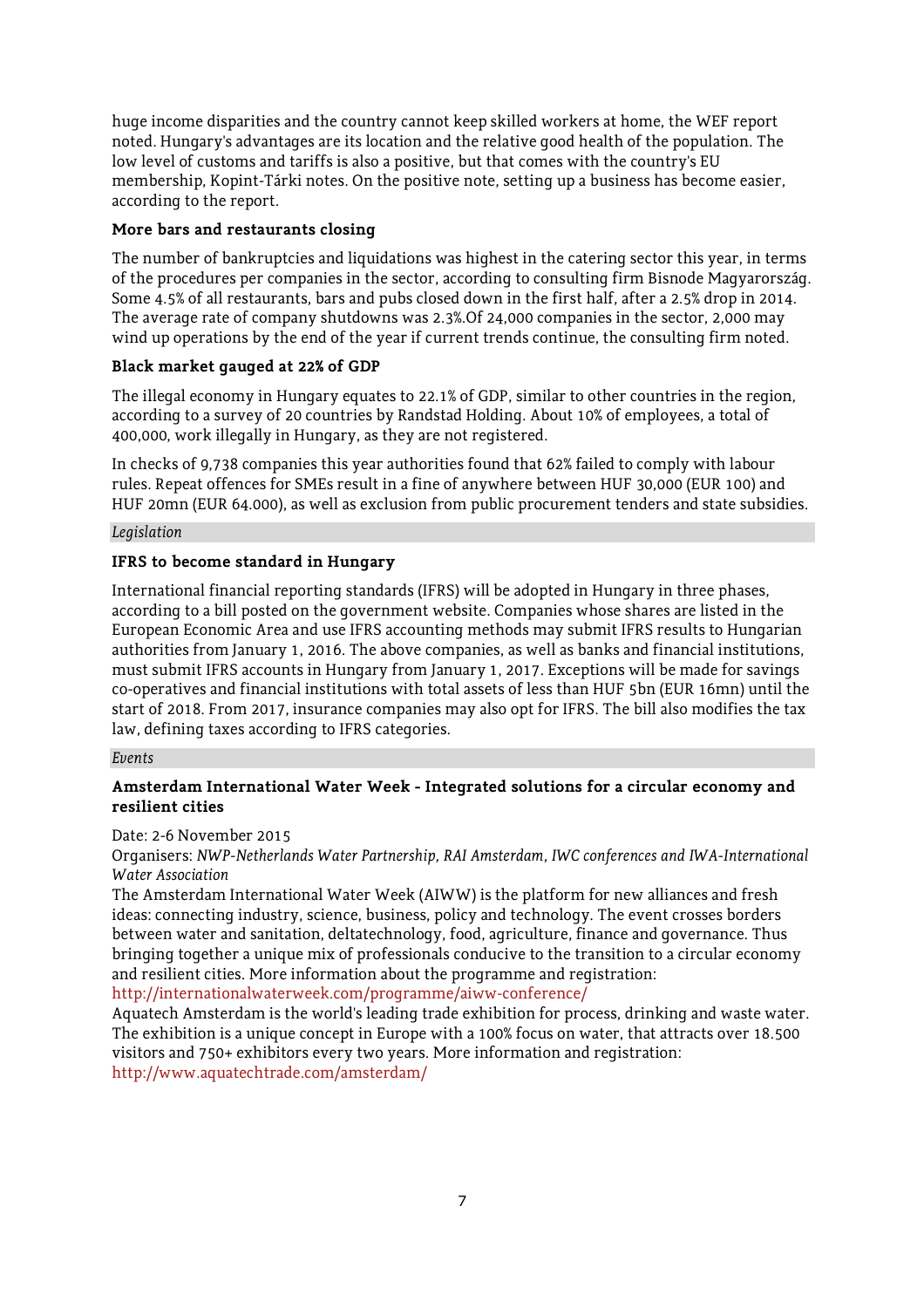huge income disparities and the country cannot keep skilled workers at home, the WEF report noted. Hungary's advantages are its location and the relative good health of the population. The low level of customs and tariffs is also a positive, but that comes with the country's EU membership, Kopint-Tárki notes. On the positive note, setting up a business has become easier, according to the report.

### More bars and restaurants closing

The number of bankruptcies and liquidations was highest in the catering sector this year, in terms of the procedures per companies in the sector, according to consulting firm Bisnode Magyarország. Some 4.5% of all restaurants, bars and pubs closed down in the first half, after a 2.5% drop in 2014. The average rate of company shutdowns was 2.3%.Of 24,000 companies in the sector, 2,000 may wind up operations by the end of the year if current trends continue, the consulting firm noted.

### Black market gauged at 22% of GDP

The illegal economy in Hungary equates to 22.1% of GDP, similar to other countries in the region, according to a survey of 20 countries by Randstad Holding. About 10% of employees, a total of 400,000, work illegally in Hungary, as they are not registered.

In checks of 9,738 companies this year authorities found that 62% failed to comply with labour rules. Repeat offences for SMEs result in a fine of anywhere between HUF 30,000 (EUR 100) and HUF 20mn (EUR 64.000), as well as exclusion from public procurement tenders and state subsidies.

*Legislation*

### IFRS to become standard in Hungary

International financial reporting standards (IFRS) will be adopted in Hungary in three phases, according to a bill posted on the government website. Companies whose shares are listed in the European Economic Area and use IFRS accounting methods may submit IFRS results to Hungarian authorities from January 1, 2016. The above companies, as well as banks and financial institutions, must submit IFRS accounts in Hungary from January 1, 2017. Exceptions will be made for savings co-operatives and financial institutions with total assets of less than HUF 5bn (EUR 16mn) until the start of 2018. From 2017, insurance companies may also opt for IFRS. The bill also modifies the tax law, defining taxes according to IFRS categories.

*Events*

### Amsterdam International Water Week - Integrated solutions for a circular economy and resilient cities

Date: 2-6 November 2015
Organisers: *NWP-Netherlands Water Partnership, RAI Amsterdam, IWC conferences and IWA-International Water Association*
The Amsterdam International Water Week (AIWW) is the platform for new alliances and fresh ideas: connecting industry, science, business, policy and technology. The event crosses borders between water and sanitation, deltatechnology, food, agriculture, finance and governance. Thus bringing together a unique mix of professionals conducive to the transition to a circular economy and resilient cities. More information about the programme and registration:
http://internationalwaterweek.com/programme/aiww-conference/
Aquatech Amsterdam is the world's leading trade exhibition for process, drinking and waste water. The exhibition is a unique concept in Europe with a 100% focus on water, that attracts over 18.500 visitors and 750+ exhibitors every two years. More information and registration:
http://www.aquatechtrade.com/amsterdam/